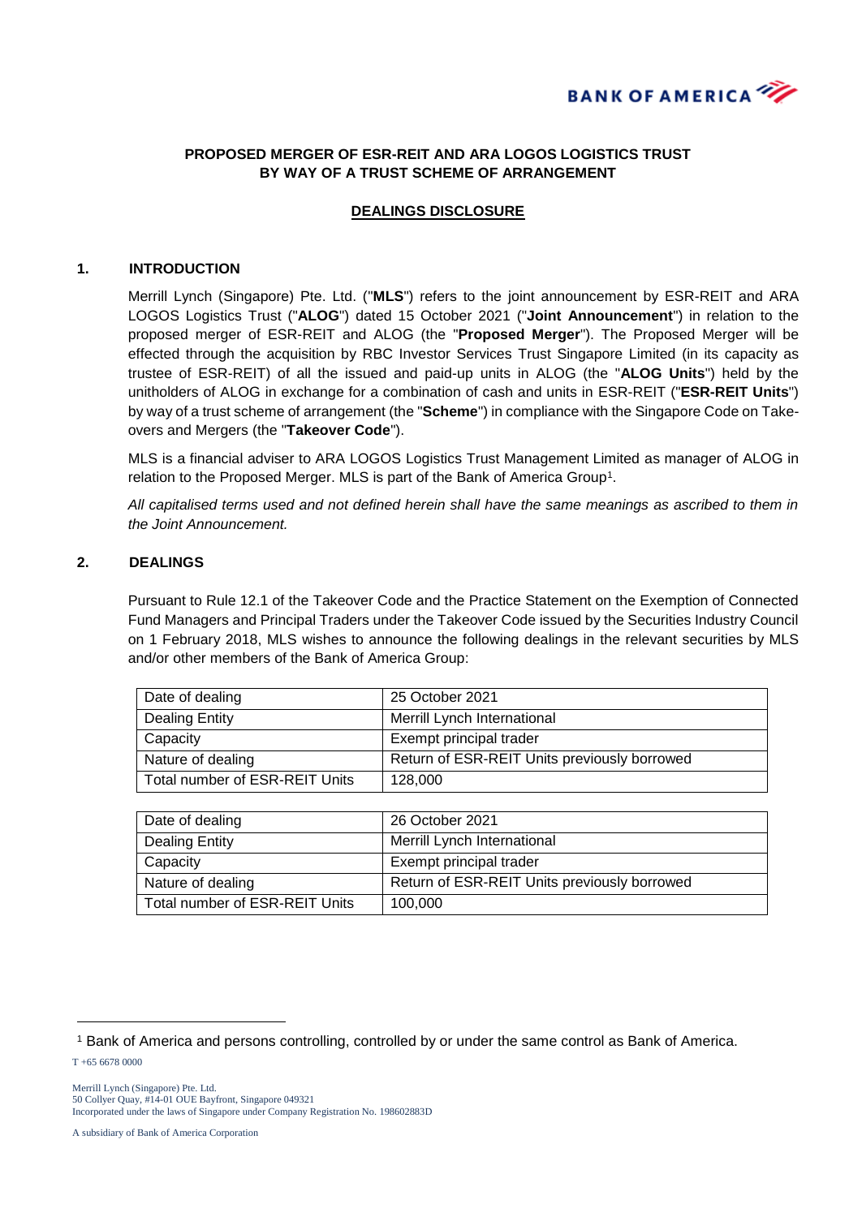# PROPOSED MERGER OF ESR-REIT AND ARA LOGOS LOGISTICS TRUST BY WAY OF A TRUST SCHEME OF ARRANGEMENT

## DEALINGS DISCLOSURE

### 1. INTRODUCTION

Merrill Lynch (Singapore) Pte. Ltd. ("**MLS**") refers to the joint announcement by ESR-REIT and ARA LOGOS Logistics Trust ("**ALOG**") dated 15 October 2021 ("**Joint Announcement**") in relation to the proposed merger of ESR-REIT and ALOG (the "**Proposed Merger**"). The Proposed Merger will be effected through the acquisition by RBC Investor Services Trust Singapore Limited (in its capacity as trustee of ESR-REIT) of all the issued and paid-up units in ALOG (the "**ALOG Units**") held by the unitholders of ALOG in exchange for a combination of cash and units in ESR-REIT ("**ESR-REIT Units**") by way of a trust scheme of arrangement (the "**Scheme**") in compliance with the Singapore Code on Take-overs and Mergers (the "**Takeover Code**").

MLS is a financial adviser to ARA LOGOS Logistics Trust Management Limited as manager of ALOG in relation to the Proposed Merger. MLS is part of the Bank of America Group[1].

*All capitalised terms used and not defined herein shall have the same meanings as ascribed to them in the Joint Announcement.*

### 2. DEALINGS

Pursuant to Rule 12.1 of the Takeover Code and the Practice Statement on the Exemption of Connected Fund Managers and Principal Traders under the Takeover Code issued by the Securities Industry Council on 1 February 2018, MLS wishes to announce the following dealings in the relevant securities by MLS and/or other members of the Bank of America Group:

| Date of dealing | 25 October 2021 |
|---|---|
| Dealing Entity | Merrill Lynch International |
| Capacity | Exempt principal trader |
| Nature of dealing | Return of ESR-REIT Units previously borrowed |
| Total number of ESR-REIT Units | 128,000 |

| Date of dealing | 26 October 2021 |
|---|---|
| Dealing Entity | Merrill Lynch International |
| Capacity | Exempt principal trader |
| Nature of dealing | Return of ESR-REIT Units previously borrowed |
| Total number of ESR-REIT Units | 100,000 |

[1] Bank of America and persons controlling, controlled by or under the same control as Bank of America.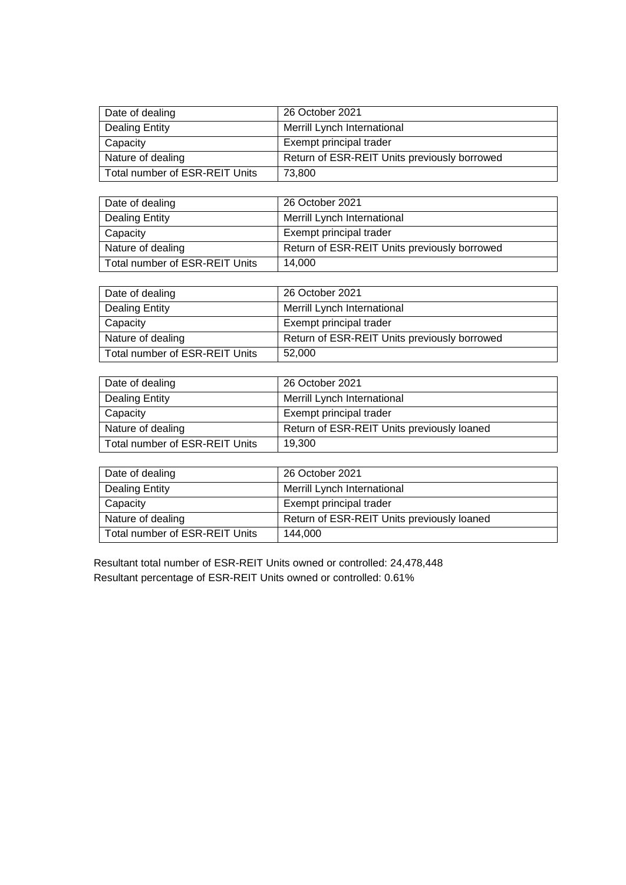| Date of dealing | 26 October 2021 |
|---|---|
| Dealing Entity | Merrill Lynch International |
| Capacity | Exempt principal trader |
| Nature of dealing | Return of ESR-REIT Units previously borrowed |
| Total number of ESR-REIT Units | 73,800 |

| Date of dealing | 26 October 2021 |
|---|---|
| Dealing Entity | Merrill Lynch International |
| Capacity | Exempt principal trader |
| Nature of dealing | Return of ESR-REIT Units previously borrowed |
| Total number of ESR-REIT Units | 14,000 |

| Date of dealing | 26 October 2021 |
|---|---|
| Dealing Entity | Merrill Lynch International |
| Capacity | Exempt principal trader |
| Nature of dealing | Return of ESR-REIT Units previously borrowed |
| Total number of ESR-REIT Units | 52,000 |

| Date of dealing | 26 October 2021 |
|---|---|
| Dealing Entity | Merrill Lynch International |
| Capacity | Exempt principal trader |
| Nature of dealing | Return of ESR-REIT Units previously loaned |
| Total number of ESR-REIT Units | 19,300 |

| Date of dealing | 26 October 2021 |
|---|---|
| Dealing Entity | Merrill Lynch International |
| Capacity | Exempt principal trader |
| Nature of dealing | Return of ESR-REIT Units previously loaned |
| Total number of ESR-REIT Units | 144,000 |

Resultant total number of ESR-REIT Units owned or controlled: 24,478,448
Resultant percentage of ESR-REIT Units owned or controlled: 0.61%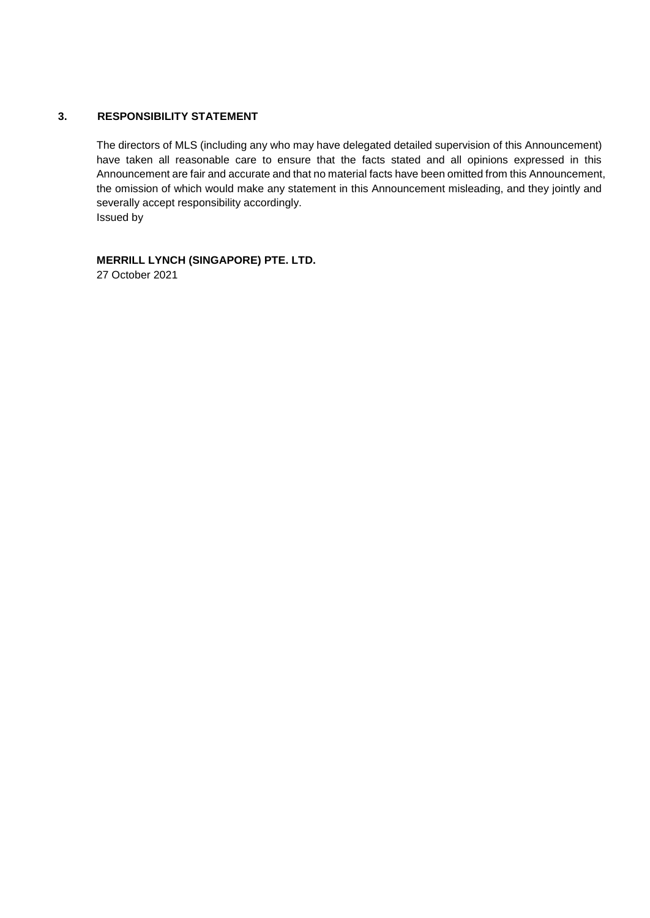## 3. RESPONSIBILITY STATEMENT

The directors of MLS (including any who may have delegated detailed supervision of this Announcement) have taken all reasonable care to ensure that the facts stated and all opinions expressed in this Announcement are fair and accurate and that no material facts have been omitted from this Announcement, the omission of which would make any statement in this Announcement misleading, and they jointly and severally accept responsibility accordingly.

Issued by

**MERRILL LYNCH (SINGAPORE) PTE. LTD.**
27 October 2021